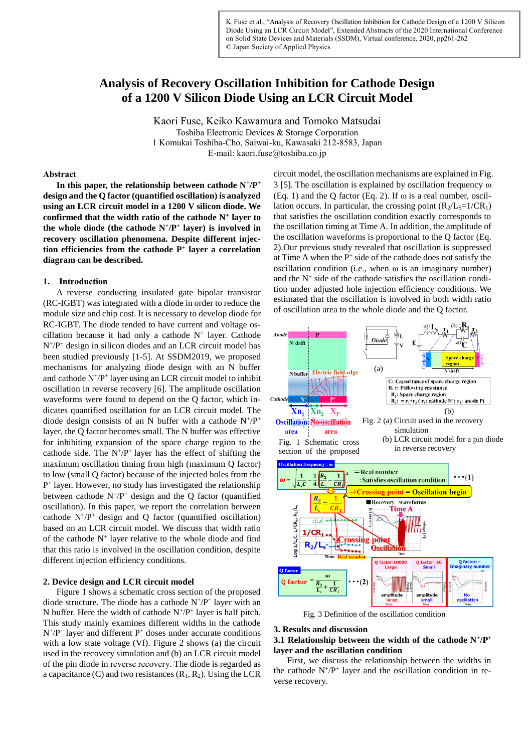K. Fuse et al., "Analysis of Recovery Oscillation Inhibition for Cathode Design of a 1200 V Silicon Diode Using an LCR Circuit Model", Extended Abstracts of the 2020 International Conference on Solid State Devices and Materials (SSDM), Virtual conference, 2020, pp261-262
© Japan Society of Applied Physics

# Analysis of Recovery Oscillation Inhibition for Cathode Design of a 1200 V Silicon Diode Using an LCR Circuit Model

Kaori Fuse, Keiko Kawamura and Tomoko Matsudai
Toshiba Electronic Devices & Storage Corporation
1 Komukai Toshiba-Cho, Saiwai-ku, Kawasaki 212-8583, Japan
E-mail: kaori.fuse@toshiba.co.jp

## Abstract

**In this paper, the relationship between cathode $N^+/P^+$ design and the Q factor (quantified oscillation) is analyzed using an LCR circuit model in a 1200 V silicon diode. We confirmed that the width ratio of the cathode $N^+$ layer to the whole diode (the cathode $N^+/P^+$ layer) is involved in recovery oscillation phenomena. Despite different injection efficiencies from the cathode $P^+$ layer a correlation diagram can be described.**

## 1. Introduction

A reverse conducting insulated gate bipolar transistor (RC-IGBT) was integrated with a diode in order to reduce the module size and chip cost. It is necessary to develop diode for RC-IGBT. The diode tended to have current and voltage oscillation because it had only a cathode $N^+$ layer. Cathode $N^+/P^+$ design in silicon diodes and an LCR circuit model has been studied previously [1-5]. At SSDM2019, we proposed mechanisms for analyzing diode design with an N buffer and cathode $N^+/P^+$ layer using an LCR circuit model to inhibit oscillation in reverse recovery [6]. The amplitude oscillation waveforms were found to depend on the Q factor, which indicates quantified oscillation for an LCR circuit model. The diode design consists of an N buffer with a cathode $N^+/P^+$ layer, the Q factor becomes small. The N buffer was effective for inhibiting expansion of the space charge region to the cathode side. The $N^+/P^+$ layer has the effect of shifting the maximum oscillation timing from high (maximum Q factor) to low (small Q factor) because of the injected holes from the $P^+$ layer. However, no study has investigated the relationship between cathode $N^+/P^+$ design and the Q factor (quantified oscillation). In this paper, we report the correlation between cathode $N^+/P^+$ design and Q factor (quantified oscillation) based on an LCR circuit model. We discuss that width ratio of the cathode $N^+$ layer relative to the whole diode and find that this ratio is involved in the oscillation condition, despite different injection efficiency conditions.

## 2. Device design and LCR circuit model

Figure 1 shows a schematic cross section of the proposed diode structure. The diode has a cathode $N^+/P^+$ layer with an N buffer. Here the width of cathode $N^+/P^+$ layer is half pitch. This study mainly examines different widths in the cathode $N^+/P^+$ layer and different $P^+$ doses under accurate conditions with a low state voltage (Vf). Figure 2 shows (a) the circuit used in the recovery simulation and (b) an LCR circuit model of the pin diode in reverse recovery. The diode is regarded as a capacitance (C) and two resistances ($R_1$, $R_2$). Using the LCR circuit model, the oscillation mechanisms are explained in Fig. 3 [5]. The oscillation is explained by oscillation frequency ω (Eq. 1) and the Q factor (Eq. 2). If ω is a real number, oscillation occurs. In particular, the crossing point ($R_2/L_S=1/CR_1$) that satisfies the oscillation condition exactly corresponds to the oscillation timing at Time A. In addition, the amplitude of the oscillation waveforms is proportional to the Q factor (Eq. 2).Our previous study revealed that oscillation is suppressed at Time A when the $P^+$ side of the cathode does not satisfy the oscillation condition (i.e., when ω is an imaginary number) and the $N^+$ side of the cathode satisfies the oscillation condition under adjusted hole injection efficiency conditions. We estimated that the oscillation is involved in both width ratio of oscillation area to the whole diode and the Q factor.

Fig. 1 Schematic cross section of the proposed

Fig. 2 (a) Circuit used in the recovery simulation
(b) LCR circuit model for a pin diode in reverse recovery

$$\omega = \sqrt{\frac{1}{L_sC} - \frac{1}{4}\left(\frac{R_2}{L_s} - \frac{1}{CR_1}\right)^2} \quad \cdots(1)$$

$$Q\ \text{factor} = \frac{\omega}{\frac{R_2}{L_s} + \frac{1}{CR_1}} \quad \cdots(2)$$

Fig. 3 Definition of the oscillation condition

## 3. Results and discussion

### 3.1 Relationship between the width of the cathode $N^+/P^+$ layer and the oscillation condition

First, we discuss the relationship between the widths in the cathode $N^+/P^+$ layer and the oscillation condition in reverse recovery.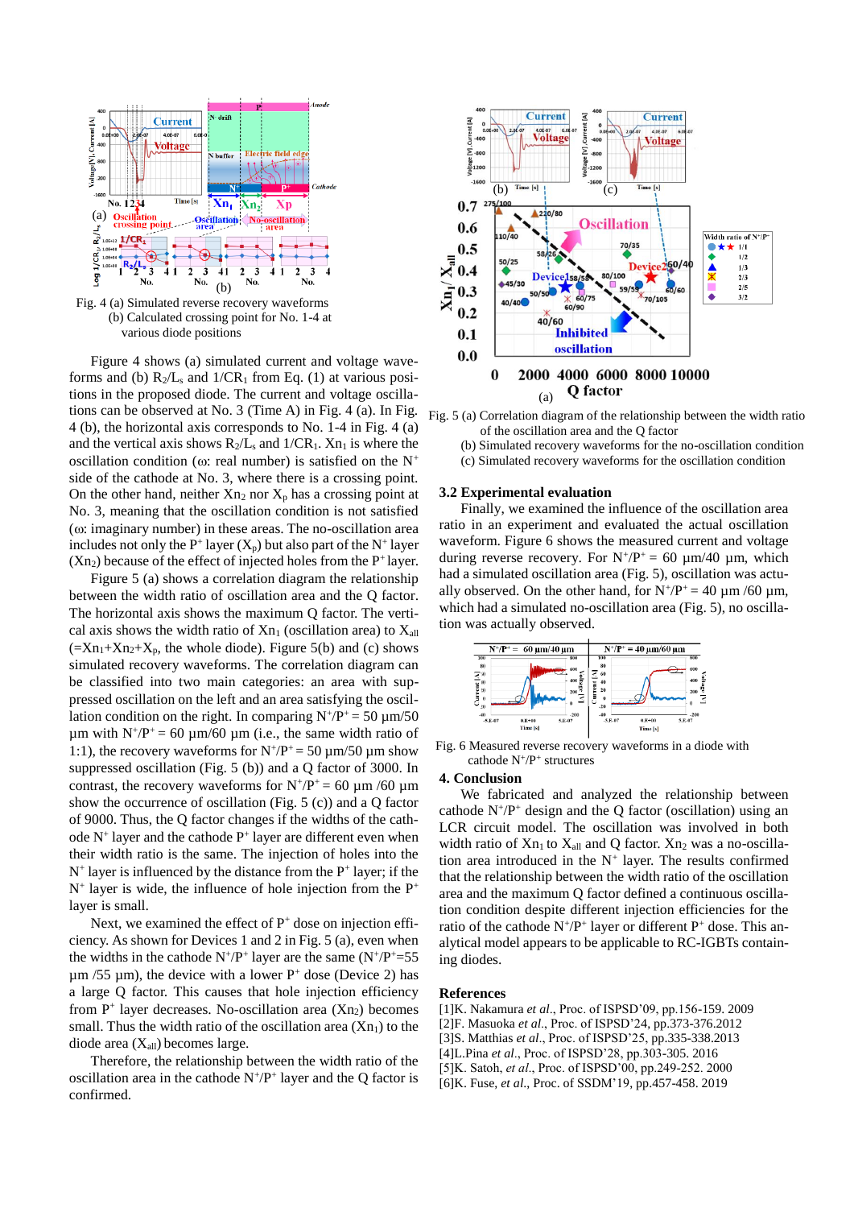Fig. 4 (a) Simulated reverse recovery waveforms (b) Calculated crossing point for No. 1-4 at various diode positions

Figure 4 shows (a) simulated current and voltage waveforms and (b) $R_2/L_s$ and $1/CR_1$ from Eq. (1) at various positions in the proposed diode. The current and voltage oscillations can be observed at No. 3 (Time A) in Fig. 4 (a). In Fig. 4 (b), the horizontal axis corresponds to No. 1-4 in Fig. 4 (a) and the vertical axis shows $R_2/L_s$ and $1/CR_1$. $Xn_1$ is where the oscillation condition (ω: real number) is satisfied on the $N^+$ side of the cathode at No. 3, where there is a crossing point. On the other hand, neither $Xn_2$ nor $X_p$ has a crossing point at No. 3, meaning that the oscillation condition is not satisfied (ω: imaginary number) in these areas. The no-oscillation area includes not only the $P^+$ layer ($X_p$) but also part of the $N^+$ layer ($Xn_2$) because of the effect of injected holes from the $P^+$ layer.

Figure 5 (a) shows a correlation diagram the relationship between the width ratio of oscillation area and the Q factor. The horizontal axis shows the maximum Q factor. The vertical axis shows the width ratio of $Xn_1$ (oscillation area) to $X_{all}$ ($=Xn_1+Xn_2+X_p$, the whole diode). Figure 5(b) and (c) shows simulated recovery waveforms. The correlation diagram can be classified into two main categories: an area with suppressed oscillation on the left and an area satisfying the oscillation condition on the right. In comparing $N^+/P^+$ = 50 μm/50 μm with $N^+/P^+$ = 60 μm/60 μm (i.e., the same width ratio of 1:1), the recovery waveforms for $N^+/P^+$ = 50 μm/50 μm show suppressed oscillation (Fig. 5 (b)) and a Q factor of 3000. In contrast, the recovery waveforms for $N^+/P^+$ = 60 μm /60 μm show the occurrence of oscillation (Fig. 5 (c)) and a Q factor of 9000. Thus, the Q factor changes if the widths of the cathode $N^+$ layer and the cathode $P^+$ layer are different even when their width ratio is the same. The injection of holes into the $N^+$ layer is influenced by the distance from the $P^+$ layer; if the $N^+$ layer is wide, the influence of hole injection from the $P^+$ layer is small.

Next, we examined the effect of $P^+$ dose on injection efficiency. As shown for Devices 1 and 2 in Fig. 5 (a), even when the widths in the cathode $N^+/P^+$ layer are the same ($N^+/P^+$=55 μm /55 μm), the device with a lower $P^+$ dose (Device 2) has a large Q factor. This causes that hole injection efficiency from $P^+$ layer decreases. No-oscillation area ($Xn_2$) becomes small. Thus the width ratio of the oscillation area ($Xn_1$) to the diode area ($X_{all}$) becomes large.

Therefore, the relationship between the width ratio of the oscillation area in the cathode $N^+/P^+$ layer and the Q factor is confirmed.

Fig. 5 (a) Correlation diagram of the relationship between the width ratio of the oscillation area and the Q factor
(b) Simulated recovery waveforms for the no-oscillation condition
(c) Simulated recovery waveforms for the oscillation condition

### 3.2 Experimental evaluation

Finally, we examined the influence of the oscillation area ratio in an experiment and evaluated the actual oscillation waveform. Figure 6 shows the measured current and voltage during reverse recovery. For $N^+/P^+$ = 60 μm/40 μm, which had a simulated oscillation area (Fig. 5), oscillation was actually observed. On the other hand, for $N^+/P^+$ = 40 μm /60 μm, which had a simulated no-oscillation area (Fig. 5), no oscillation was actually observed.

Fig. 6 Measured reverse recovery waveforms in a diode with cathode $N^+/P^+$ structures

## 4. Conclusion

We fabricated and analyzed the relationship between cathode $N^+/P^+$ design and the Q factor (oscillation) using an LCR circuit model. The oscillation was involved in both width ratio of $Xn_1$ to $X_{all}$ and Q factor. $Xn_2$ was a no-oscillation area introduced in the $N^+$ layer. The results confirmed that the relationship between the width ratio of the oscillation area and the maximum Q factor defined a continuous oscillation condition despite different injection efficiencies for the ratio of the cathode $N^+/P^+$ layer or different $P^+$ dose. This analytical model appears to be applicable to RC-IGBTs containing diodes.

## References

[1]K. Nakamura *et al*., Proc. of ISPSD'09, pp.156-159. 2009
[2]F. Masuoka *et al*., Proc. of ISPSD'24, pp.373-376.2012
[3]S. Matthias *et al*., Proc. of ISPSD'25, pp.335-338.2013
[4]L.Pina *et al*., Proc. of ISPSD'28, pp.303-305. 2016
[5]K. Satoh, *et al*., Proc. of ISPSD'00, pp.249-252. 2000
[6]K. Fuse, *et al*., Proc. of SSDM'19, pp.457-458. 2019